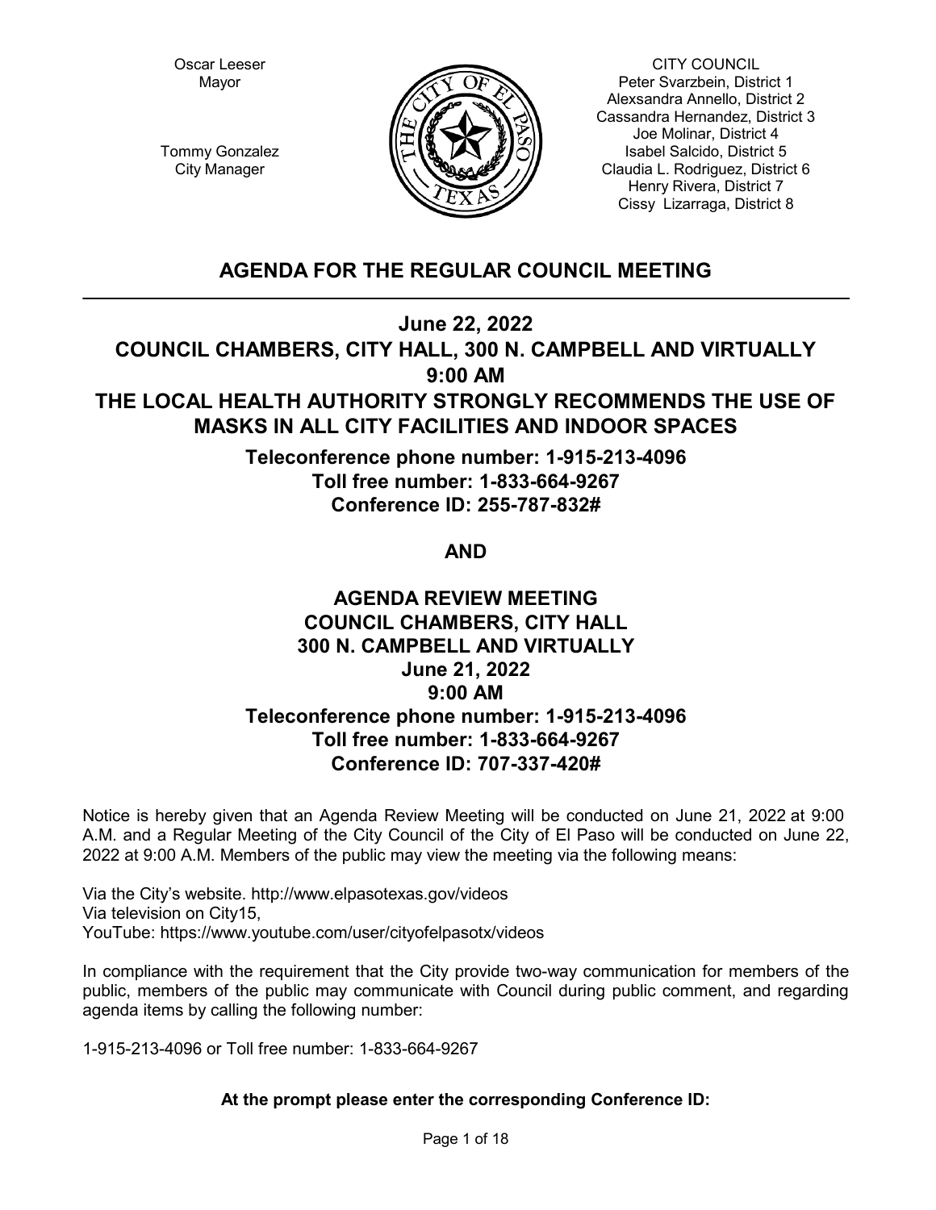Oscar Leeser
Mayor

Tommy Gonzalez
City Manager

CITY COUNCIL
Peter Svarzbein, District 1
Alexsandra Annello, District 2
Cassandra Hernandez, District 3
Joe Molinar, District 4
Isabel Salcido, District 5
Claudia L. Rodriguez, District 6
Henry Rivera, District 7
Cissy Lizarraga, District 8

# AGENDA FOR THE REGULAR COUNCIL MEETING

## June 22, 2022
## COUNCIL CHAMBERS, CITY HALL, 300 N. CAMPBELL AND VIRTUALLY
## 9:00 AM
## THE LOCAL HEALTH AUTHORITY STRONGLY RECOMMENDS THE USE OF MASKS IN ALL CITY FACILITIES AND INDOOR SPACES

**Teleconference phone number: 1-915-213-4096**
**Toll free number: 1-833-664-9267**
**Conference ID: 255-787-832#**

**AND**

## AGENDA REVIEW MEETING
## COUNCIL CHAMBERS, CITY HALL
## 300 N. CAMPBELL AND VIRTUALLY
## June 21, 2022
## 9:00 AM

**Teleconference phone number: 1-915-213-4096**
**Toll free number: 1-833-664-9267**
**Conference ID: 707-337-420#**

Notice is hereby given that an Agenda Review Meeting will be conducted on June 21, 2022 at 9:00 A.M. and a Regular Meeting of the City Council of the City of El Paso will be conducted on June 22, 2022 at 9:00 A.M. Members of the public may view the meeting via the following means:

Via the City's website. http://www.elpasotexas.gov/videos
Via television on City15,
YouTube: https://www.youtube.com/user/cityofelpasotx/videos

In compliance with the requirement that the City provide two-way communication for members of the public, members of the public may communicate with Council during public comment, and regarding agenda items by calling the following number:

1-915-213-4096 or Toll free number: 1-833-664-9267

**At the prompt please enter the corresponding Conference ID:**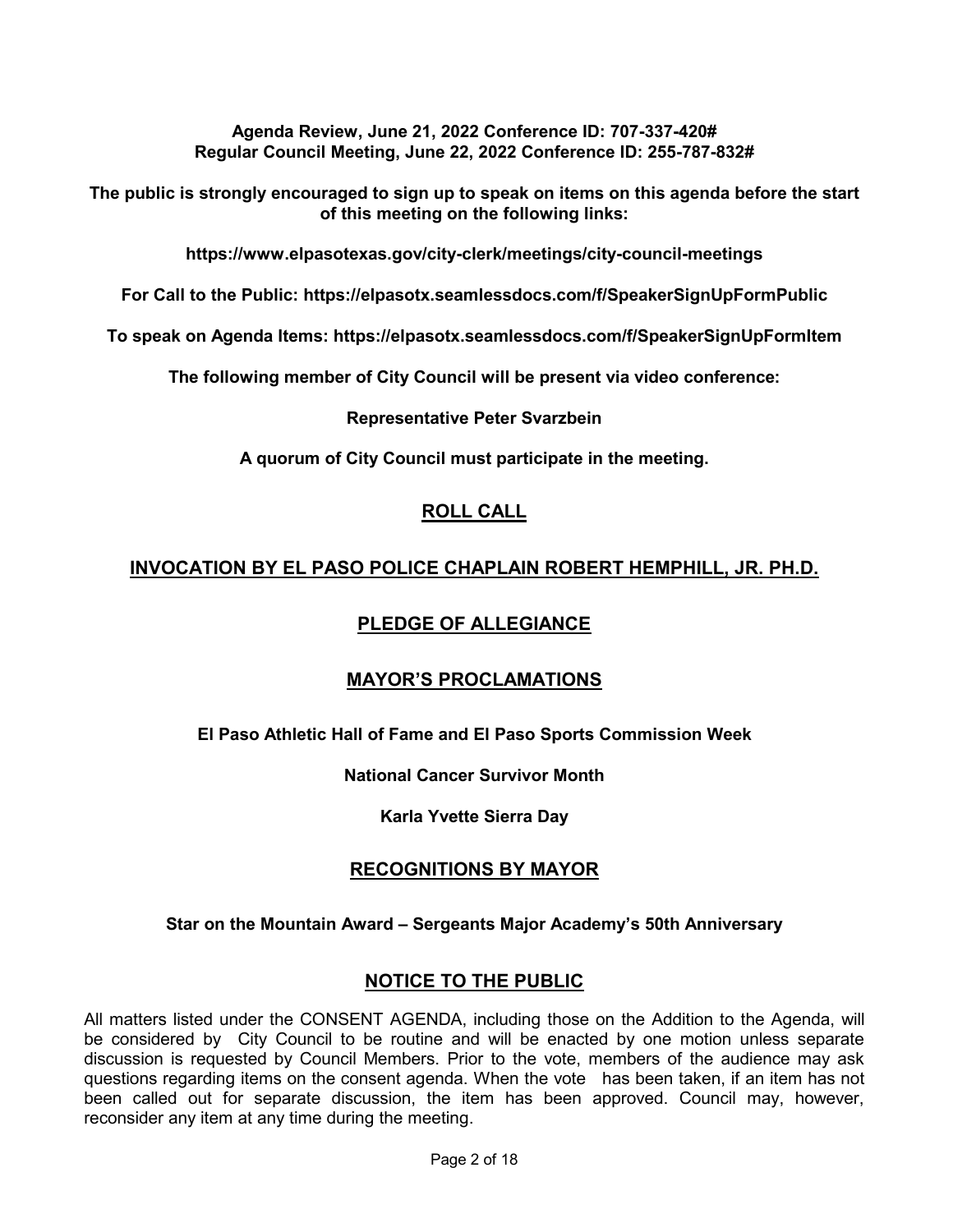**Agenda Review, June 21, 2022 Conference ID: 707-337-420#**
**Regular Council Meeting, June 22, 2022 Conference ID: 255-787-832#**

**The public is strongly encouraged to sign up to speak on items on this agenda before the start of this meeting on the following links:**

**https://www.elpasotexas.gov/city-clerk/meetings/city-council-meetings**

**For Call to the Public: https://elpasotx.seamlessdocs.com/f/SpeakerSignUpFormPublic**

**To speak on Agenda Items: https://elpasotx.seamlessdocs.com/f/SpeakerSignUpFormItem**

**The following member of City Council will be present via video conference:**

**Representative Peter Svarzbein**

**A quorum of City Council must participate in the meeting.**

## ROLL CALL

## INVOCATION BY EL PASO POLICE CHAPLAIN ROBERT HEMPHILL, JR. PH.D.

## PLEDGE OF ALLEGIANCE

## MAYOR'S PROCLAMATIONS

**El Paso Athletic Hall of Fame and El Paso Sports Commission Week**

**National Cancer Survivor Month**

**Karla Yvette Sierra Day**

## RECOGNITIONS BY MAYOR

**Star on the Mountain Award – Sergeants Major Academy's 50th Anniversary**

## NOTICE TO THE PUBLIC

All matters listed under the CONSENT AGENDA, including those on the Addition to the Agenda, will be considered by City Council to be routine and will be enacted by one motion unless separate discussion is requested by Council Members. Prior to the vote, members of the audience may ask questions regarding items on the consent agenda. When the vote has been taken, if an item has not been called out for separate discussion, the item has been approved. Council may, however, reconsider any item at any time during the meeting.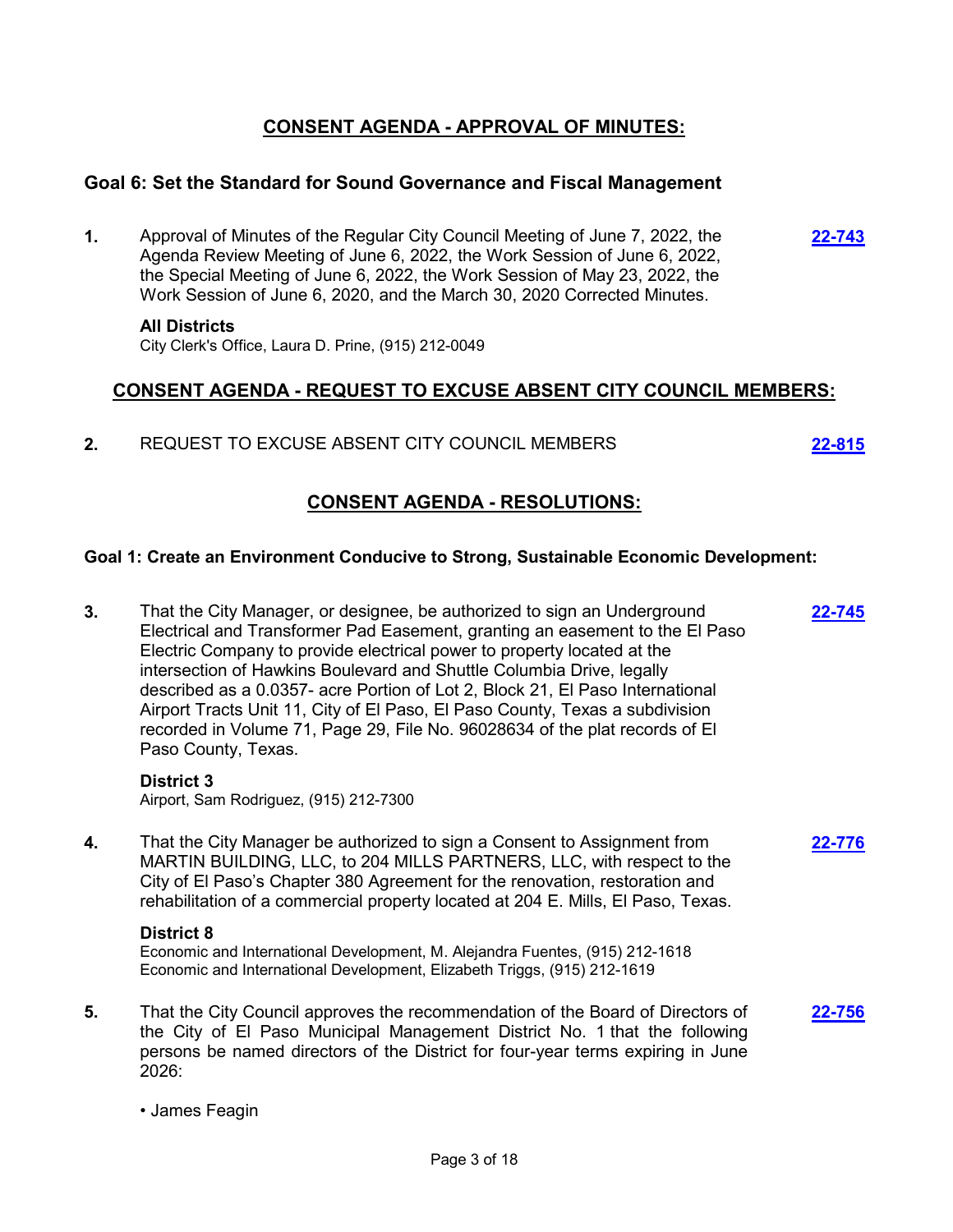## CONSENT AGENDA - APPROVAL OF MINUTES:

### Goal 6: Set the Standard for Sound Governance and Fiscal Management

**1.** Approval of Minutes of the Regular City Council Meeting of June 7, 2022, the Agenda Review Meeting of June 6, 2022, the Work Session of June 6, 2022, the Special Meeting of June 6, 2022, the Work Session of May 23, 2022, the Work Session of June 6, 2020, and the March 30, 2020 Corrected Minutes. **22-743**

**All Districts**
City Clerk's Office, Laura D. Prine, (915) 212-0049

## CONSENT AGENDA - REQUEST TO EXCUSE ABSENT CITY COUNCIL MEMBERS:

**2.** REQUEST TO EXCUSE ABSENT CITY COUNCIL MEMBERS **22-815**

## CONSENT AGENDA - RESOLUTIONS:

### Goal 1: Create an Environment Conducive to Strong, Sustainable Economic Development:

**3.** That the City Manager, or designee, be authorized to sign an Underground Electrical and Transformer Pad Easement, granting an easement to the El Paso Electric Company to provide electrical power to property located at the intersection of Hawkins Boulevard and Shuttle Columbia Drive, legally described as a 0.0357- acre Portion of Lot 2, Block 21, El Paso International Airport Tracts Unit 11, City of El Paso, El Paso County, Texas a subdivision recorded in Volume 71, Page 29, File No. 96028634 of the plat records of El Paso County, Texas. **22-745**

**District 3**
Airport, Sam Rodriguez, (915) 212-7300

**4.** That the City Manager be authorized to sign a Consent to Assignment from MARTIN BUILDING, LLC, to 204 MILLS PARTNERS, LLC, with respect to the City of El Paso's Chapter 380 Agreement for the renovation, restoration and rehabilitation of a commercial property located at 204 E. Mills, El Paso, Texas. **22-776**

**District 8**
Economic and International Development, M. Alejandra Fuentes, (915) 212-1618
Economic and International Development, Elizabeth Triggs, (915) 212-1619

**5.** That the City Council approves the recommendation of the Board of Directors of the City of El Paso Municipal Management District No. 1 that the following persons be named directors of the District for four-year terms expiring in June 2026: **22-756**

- James Feagin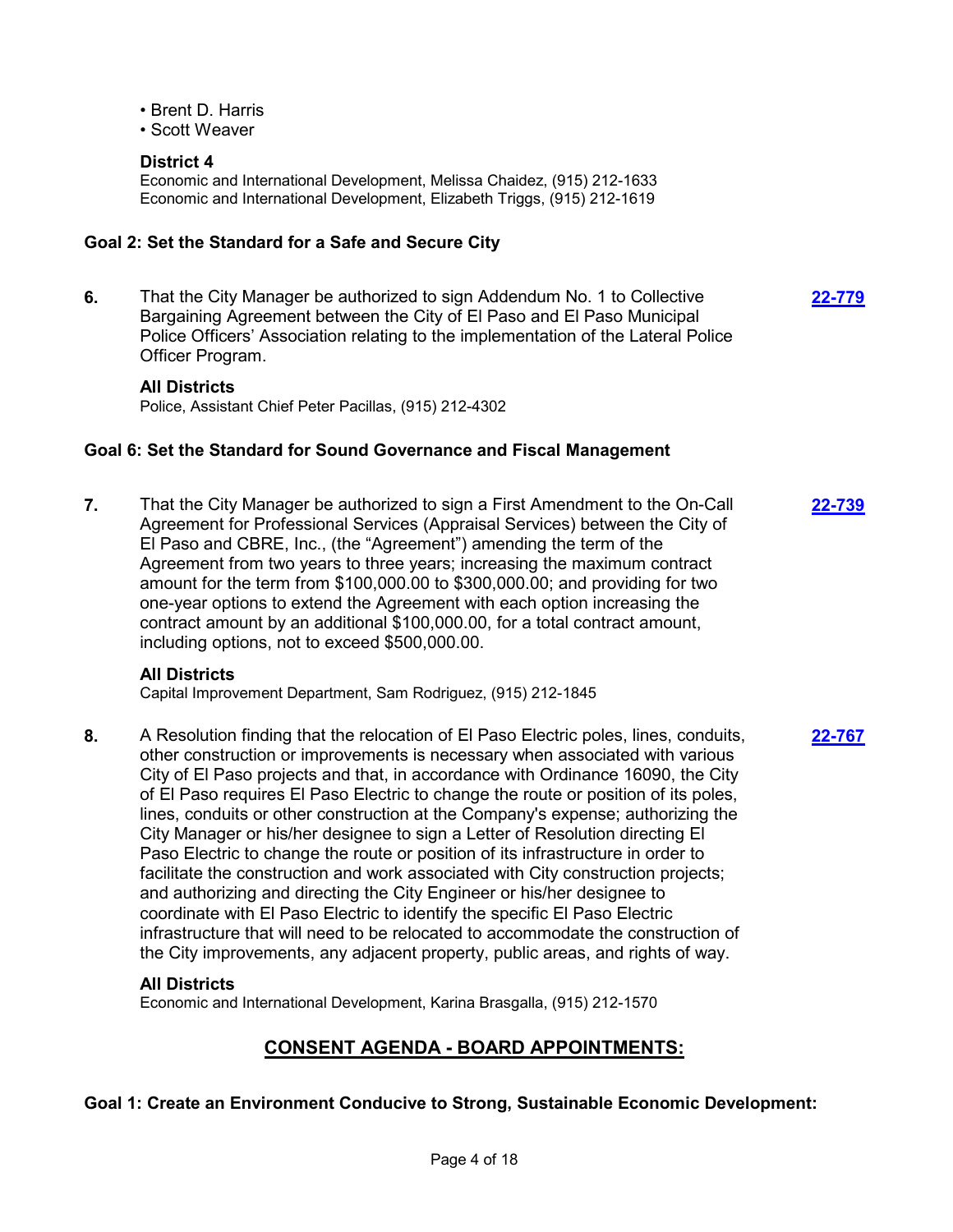- Brent D. Harris
- Scott Weaver

**District 4**
Economic and International Development, Melissa Chaidez, (915) 212-1633
Economic and International Development, Elizabeth Triggs, (915) 212-1619

### Goal 2: Set the Standard for a Safe and Secure City

**6.** That the City Manager be authorized to sign Addendum No. 1 to Collective Bargaining Agreement between the City of El Paso and El Paso Municipal Police Officers' Association relating to the implementation of the Lateral Police Officer Program. **22-779**

**All Districts**
Police, Assistant Chief Peter Pacillas, (915) 212-4302

### Goal 6: Set the Standard for Sound Governance and Fiscal Management

**7.** That the City Manager be authorized to sign a First Amendment to the On-Call Agreement for Professional Services (Appraisal Services) between the City of El Paso and CBRE, Inc., (the "Agreement") amending the term of the Agreement from two years to three years; increasing the maximum contract amount for the term from $100,000.00 to $300,000.00; and providing for two one-year options to extend the Agreement with each option increasing the contract amount by an additional $100,000.00, for a total contract amount, including options, not to exceed $500,000.00. **22-739**

**All Districts**
Capital Improvement Department, Sam Rodriguez, (915) 212-1845

**8.** A Resolution finding that the relocation of El Paso Electric poles, lines, conduits, other construction or improvements is necessary when associated with various City of El Paso projects and that, in accordance with Ordinance 16090, the City of El Paso requires El Paso Electric to change the route or position of its poles, lines, conduits or other construction at the Company's expense; authorizing the City Manager or his/her designee to sign a Letter of Resolution directing El Paso Electric to change the route or position of its infrastructure in order to facilitate the construction and work associated with City construction projects; and authorizing and directing the City Engineer or his/her designee to coordinate with El Paso Electric to identify the specific El Paso Electric infrastructure that will need to be relocated to accommodate the construction of the City improvements, any adjacent property, public areas, and rights of way. **22-767**

**All Districts**
Economic and International Development, Karina Brasgalla, (915) 212-1570

## CONSENT AGENDA - BOARD APPOINTMENTS:

### Goal 1: Create an Environment Conducive to Strong, Sustainable Economic Development: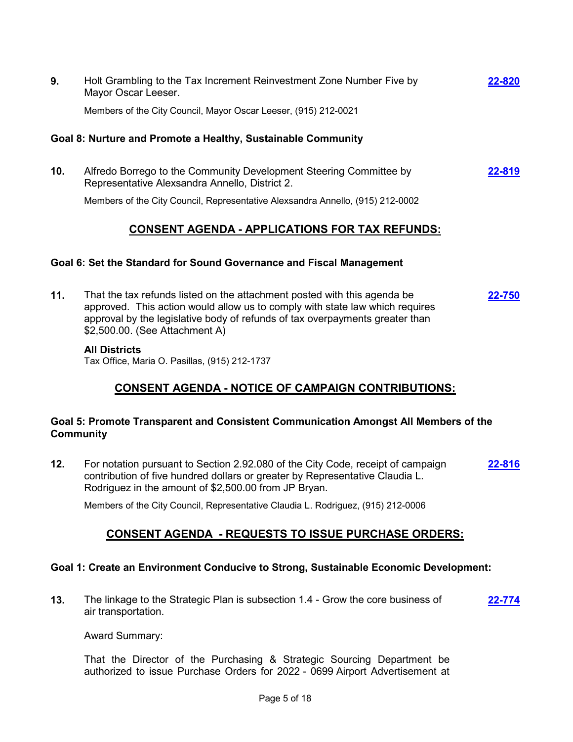**9.** Holt Grambling to the Tax Increment Reinvestment Zone Number Five by Mayor Oscar Leeser. **22-820**

Members of the City Council, Mayor Oscar Leeser, (915) 212-0021

### Goal 8: Nurture and Promote a Healthy, Sustainable Community

**10.** Alfredo Borrego to the Community Development Steering Committee by Representative Alexsandra Annello, District 2. **22-819**

Members of the City Council, Representative Alexsandra Annello, (915) 212-0002

## CONSENT AGENDA - APPLICATIONS FOR TAX REFUNDS:

### Goal 6: Set the Standard for Sound Governance and Fiscal Management

**11.** That the tax refunds listed on the attachment posted with this agenda be approved. This action would allow us to comply with state law which requires approval by the legislative body of refunds of tax overpayments greater than $2,500.00. (See Attachment A) **22-750**

**All Districts**
Tax Office, Maria O. Pasillas, (915) 212-1737

## CONSENT AGENDA - NOTICE OF CAMPAIGN CONTRIBUTIONS:

### Goal 5: Promote Transparent and Consistent Communication Amongst All Members of the Community

**12.** For notation pursuant to Section 2.92.080 of the City Code, receipt of campaign contribution of five hundred dollars or greater by Representative Claudia L. Rodriguez in the amount of $2,500.00 from JP Bryan. **22-816**

Members of the City Council, Representative Claudia L. Rodriguez, (915) 212-0006

## CONSENT AGENDA - REQUESTS TO ISSUE PURCHASE ORDERS:

### Goal 1: Create an Environment Conducive to Strong, Sustainable Economic Development:

**13.** The linkage to the Strategic Plan is subsection 1.4 - Grow the core business of air transportation. **22-774**

Award Summary:

That the Director of the Purchasing & Strategic Sourcing Department be authorized to issue Purchase Orders for 2022 - 0699 Airport Advertisement at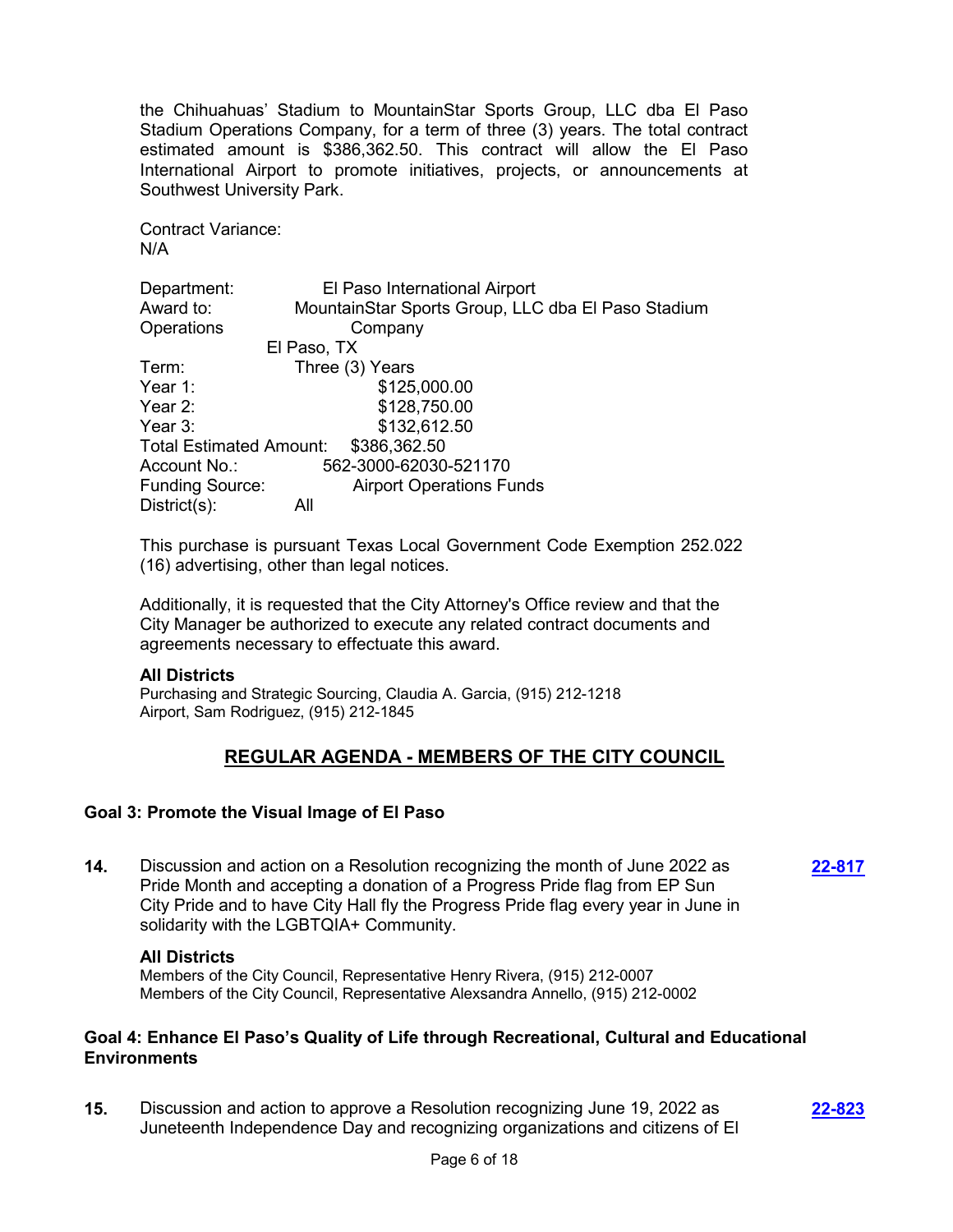the Chihuahuas' Stadium to MountainStar Sports Group, LLC dba El Paso Stadium Operations Company, for a term of three (3) years. The total contract estimated amount is $386,362.50. This contract will allow the El Paso International Airport to promote initiatives, projects, or announcements at Southwest University Park.

Contract Variance:
N/A

Department: El Paso International Airport
Award to: MountainStar Sports Group, LLC dba El Paso Stadium Operations Company
El Paso, TX
Term: Three (3) Years
Year 1: $125,000.00
Year 2: $128,750.00
Year 3: $132,612.50
Total Estimated Amount: $386,362.50
Account No.: 562-3000-62030-521170
Funding Source: Airport Operations Funds
District(s): All

This purchase is pursuant Texas Local Government Code Exemption 252.022 (16) advertising, other than legal notices.

Additionally, it is requested that the City Attorney's Office review and that the City Manager be authorized to execute any related contract documents and agreements necessary to effectuate this award.

**All Districts**
Purchasing and Strategic Sourcing, Claudia A. Garcia, (915) 212-1218
Airport, Sam Rodriguez, (915) 212-1845

## REGULAR AGENDA - MEMBERS OF THE CITY COUNCIL

### Goal 3: Promote the Visual Image of El Paso

**14.** Discussion and action on a Resolution recognizing the month of June 2022 as Pride Month and accepting a donation of a Progress Pride flag from EP Sun City Pride and to have City Hall fly the Progress Pride flag every year in June in solidarity with the LGBTQIA+ Community. **22-817**

**All Districts**
Members of the City Council, Representative Henry Rivera, (915) 212-0007
Members of the City Council, Representative Alexsandra Annello, (915) 212-0002

### Goal 4: Enhance El Paso's Quality of Life through Recreational, Cultural and Educational Environments

**15.** Discussion and action to approve a Resolution recognizing June 19, 2022 as Juneteenth Independence Day and recognizing organizations and citizens of El **22-823**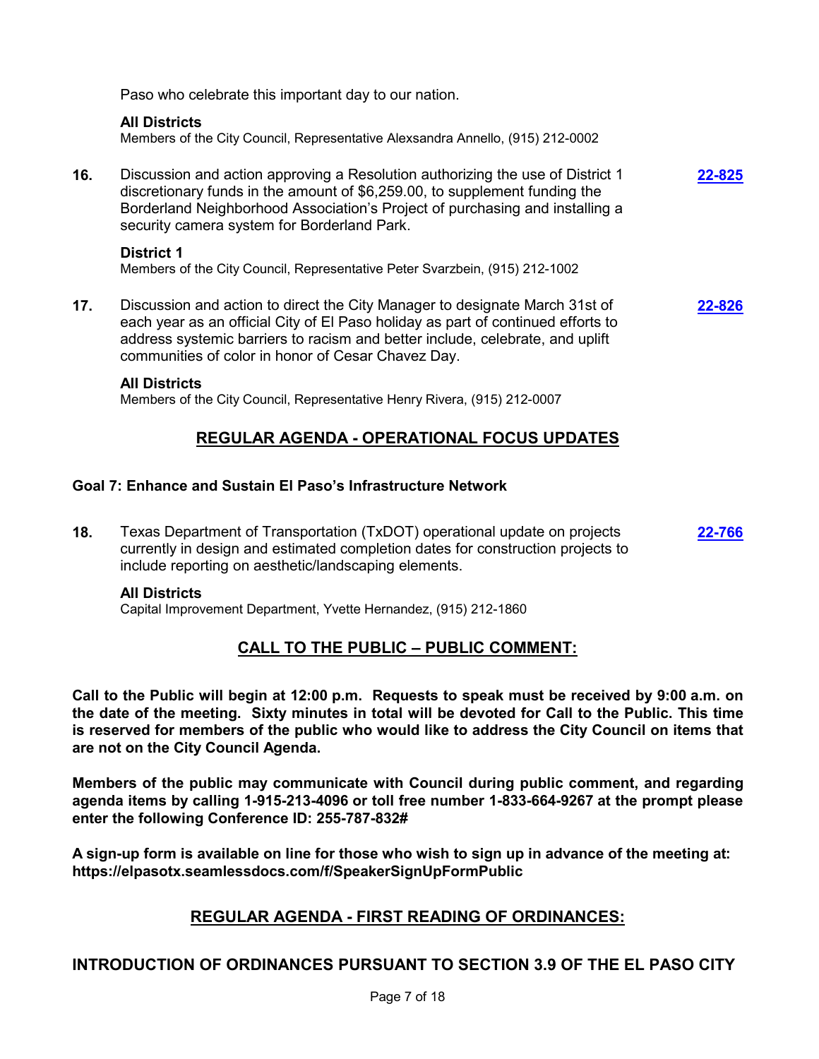Paso who celebrate this important day to our nation.

**All Districts**
Members of the City Council, Representative Alexsandra Annello, (915) 212-0002

**16.** Discussion and action approving a Resolution authorizing the use of District 1 discretionary funds in the amount of $6,259.00, to supplement funding the Borderland Neighborhood Association's Project of purchasing and installing a security camera system for Borderland Park. **22-825**

**District 1**
Members of the City Council, Representative Peter Svarzbein, (915) 212-1002

**17.** Discussion and action to direct the City Manager to designate March 31st of each year as an official City of El Paso holiday as part of continued efforts to address systemic barriers to racism and better include, celebrate, and uplift communities of color in honor of Cesar Chavez Day. **22-826**

**All Districts**
Members of the City Council, Representative Henry Rivera, (915) 212-0007

## REGULAR AGENDA - OPERATIONAL FOCUS UPDATES

### Goal 7: Enhance and Sustain El Paso's Infrastructure Network

**18.** Texas Department of Transportation (TxDOT) operational update on projects currently in design and estimated completion dates for construction projects to include reporting on aesthetic/landscaping elements. **22-766**

**All Districts**
Capital Improvement Department, Yvette Hernandez, (915) 212-1860

## CALL TO THE PUBLIC – PUBLIC COMMENT:

**Call to the Public will begin at 12:00 p.m. Requests to speak must be received by 9:00 a.m. on the date of the meeting. Sixty minutes in total will be devoted for Call to the Public. This time is reserved for members of the public who would like to address the City Council on items that are not on the City Council Agenda.**

**Members of the public may communicate with Council during public comment, and regarding agenda items by calling 1-915-213-4096 or toll free number 1-833-664-9267 at the prompt please enter the following Conference ID: 255-787-832#**

**A sign-up form is available on line for those who wish to sign up in advance of the meeting at: https://elpasotx.seamlessdocs.com/f/SpeakerSignUpFormPublic**

## REGULAR AGENDA - FIRST READING OF ORDINANCES:

## INTRODUCTION OF ORDINANCES PURSUANT TO SECTION 3.9 OF THE EL PASO CITY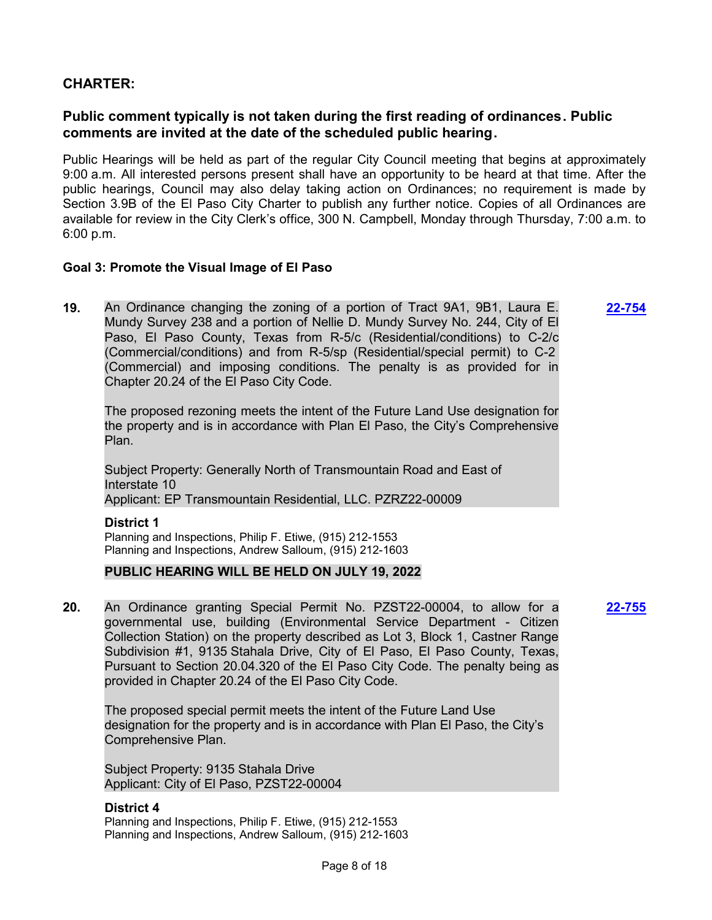## CHARTER:

### Public comment typically is not taken during the first reading of ordinances. Public comments are invited at the date of the scheduled public hearing.

Public Hearings will be held as part of the regular City Council meeting that begins at approximately 9:00 a.m. All interested persons present shall have an opportunity to be heard at that time. After the public hearings, Council may also delay taking action on Ordinances; no requirement is made by Section 3.9B of the El Paso City Charter to publish any further notice. Copies of all Ordinances are available for review in the City Clerk's office, 300 N. Campbell, Monday through Thursday, 7:00 a.m. to 6:00 p.m.

**Goal 3: Promote the Visual Image of El Paso**

**19.** An Ordinance changing the zoning of a portion of Tract 9A1, 9B1, Laura E. Mundy Survey 238 and a portion of Nellie D. Mundy Survey No. 244, City of El Paso, El Paso County, Texas from R-5/c (Residential/conditions) to C-2/c (Commercial/conditions) and from R-5/sp (Residential/special permit) to C-2 (Commercial) and imposing conditions. The penalty is as provided for in Chapter 20.24 of the El Paso City Code. **22-754**

The proposed rezoning meets the intent of the Future Land Use designation for the property and is in accordance with Plan El Paso, the City's Comprehensive Plan.

Subject Property: Generally North of Transmountain Road and East of Interstate 10
Applicant: EP Transmountain Residential, LLC. PZRZ22-00009

**District 1**
Planning and Inspections, Philip F. Etiwe, (915) 212-1553
Planning and Inspections, Andrew Salloum, (915) 212-1603

**PUBLIC HEARING WILL BE HELD ON JULY 19, 2022**

**20.** An Ordinance granting Special Permit No. PZST22-00004, to allow for a governmental use, building (Environmental Service Department - Citizen Collection Station) on the property described as Lot 3, Block 1, Castner Range Subdivision #1, 9135 Stahala Drive, City of El Paso, El Paso County, Texas, Pursuant to Section 20.04.320 of the El Paso City Code. The penalty being as provided in Chapter 20.24 of the El Paso City Code. **22-755**

The proposed special permit meets the intent of the Future Land Use designation for the property and is in accordance with Plan El Paso, the City's Comprehensive Plan.

Subject Property: 9135 Stahala Drive
Applicant: City of El Paso, PZST22-00004

**District 4**
Planning and Inspections, Philip F. Etiwe, (915) 212-1553
Planning and Inspections, Andrew Salloum, (915) 212-1603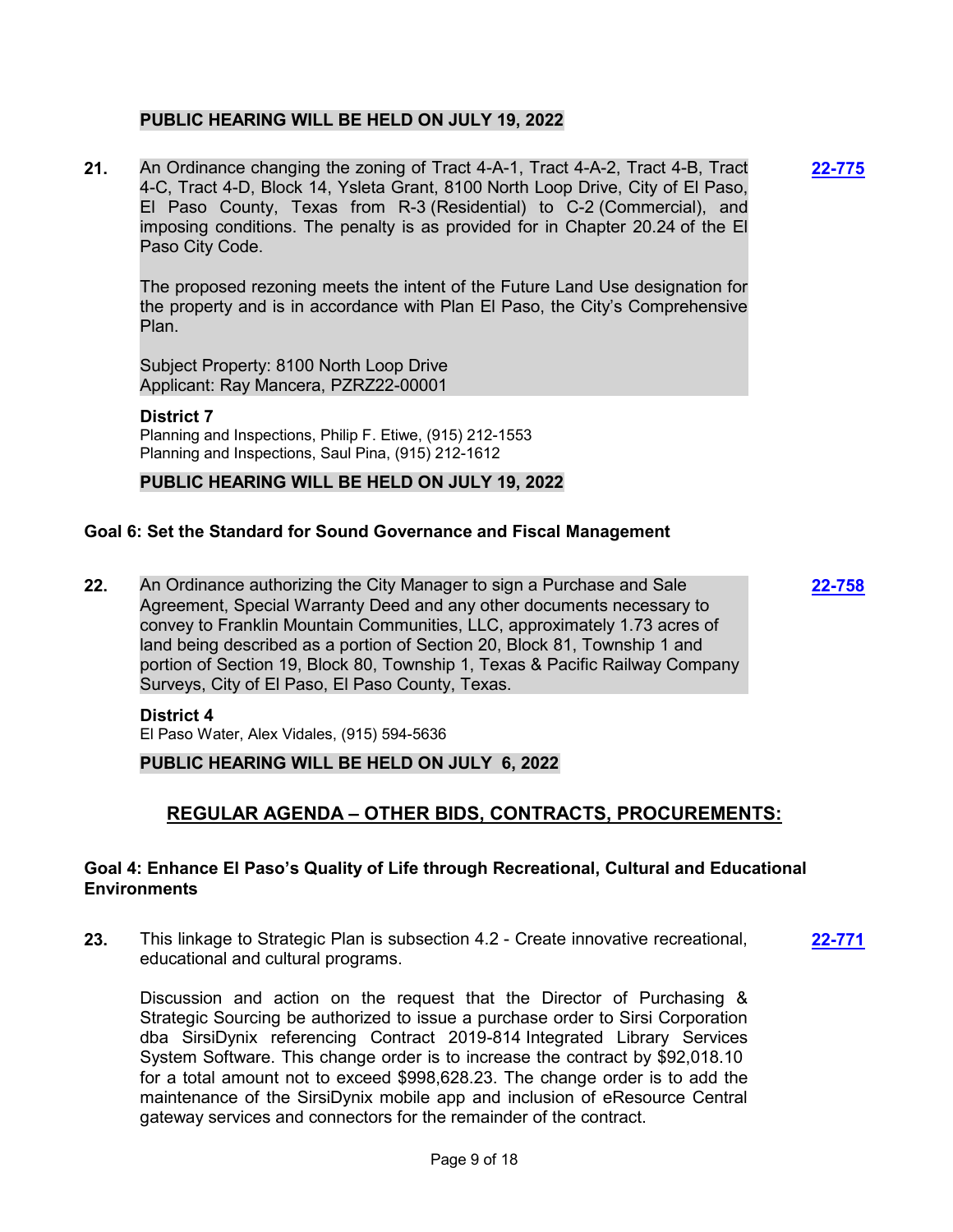**PUBLIC HEARING WILL BE HELD ON JULY 19, 2022**

**21.** An Ordinance changing the zoning of Tract 4-A-1, Tract 4-A-2, Tract 4-B, Tract 4-C, Tract 4-D, Block 14, Ysleta Grant, 8100 North Loop Drive, City of El Paso, El Paso County, Texas from R-3 (Residential) to C-2 (Commercial), and imposing conditions. The penalty is as provided for in Chapter 20.24 of the El Paso City Code. **22-775**

The proposed rezoning meets the intent of the Future Land Use designation for the property and is in accordance with Plan El Paso, the City's Comprehensive Plan.

Subject Property: 8100 North Loop Drive
Applicant: Ray Mancera, PZRZ22-00001

**District 7**
Planning and Inspections, Philip F. Etiwe, (915) 212-1553
Planning and Inspections, Saul Pina, (915) 212-1612

**PUBLIC HEARING WILL BE HELD ON JULY 19, 2022**

### Goal 6: Set the Standard for Sound Governance and Fiscal Management

**22.** An Ordinance authorizing the City Manager to sign a Purchase and Sale Agreement, Special Warranty Deed and any other documents necessary to convey to Franklin Mountain Communities, LLC, approximately 1.73 acres of land being described as a portion of Section 20, Block 81, Township 1 and portion of Section 19, Block 80, Township 1, Texas & Pacific Railway Company Surveys, City of El Paso, El Paso County, Texas. **22-758**

**District 4**
El Paso Water, Alex Vidales, (915) 594-5636

**PUBLIC HEARING WILL BE HELD ON JULY 6, 2022**

## REGULAR AGENDA – OTHER BIDS, CONTRACTS, PROCUREMENTS:

### Goal 4: Enhance El Paso's Quality of Life through Recreational, Cultural and Educational Environments

**23.** This linkage to Strategic Plan is subsection 4.2 - Create innovative recreational, educational and cultural programs. **22-771**

Discussion and action on the request that the Director of Purchasing & Strategic Sourcing be authorized to issue a purchase order to Sirsi Corporation dba SirsiDynix referencing Contract 2019-814 Integrated Library Services System Software. This change order is to increase the contract by $92,018.10 for a total amount not to exceed $998,628.23. The change order is to add the maintenance of the SirsiDynix mobile app and inclusion of eResource Central gateway services and connectors for the remainder of the contract.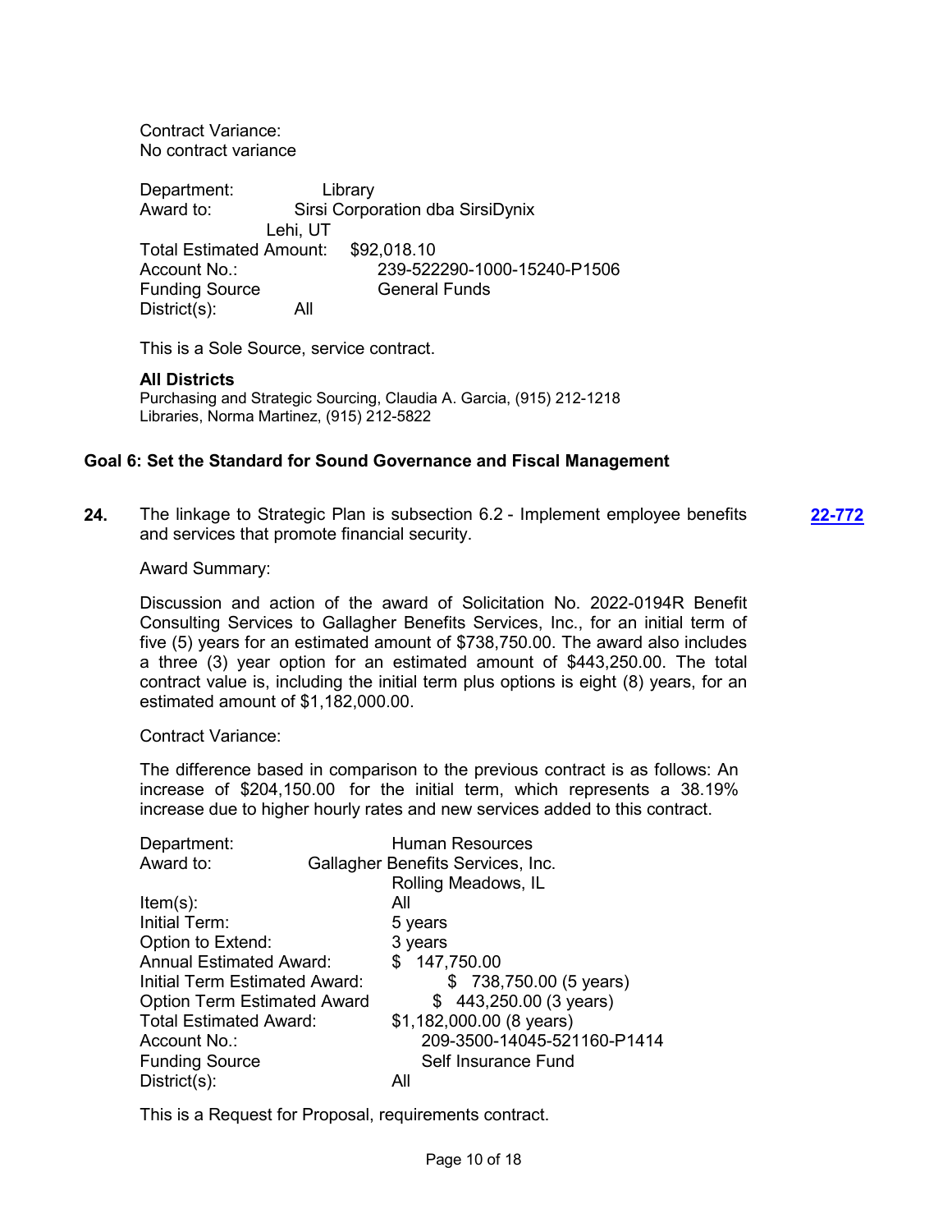Contract Variance:
No contract variance

Department: Library
Award to: Sirsi Corporation dba SirsiDynix
Lehi, UT
Total Estimated Amount: $92,018.10
Account No.: 239-522290-1000-15240-P1506
Funding Source General Funds
District(s): All

This is a Sole Source, service contract.

**All Districts**
Purchasing and Strategic Sourcing, Claudia A. Garcia, (915) 212-1218
Libraries, Norma Martinez, (915) 212-5822

### Goal 6: Set the Standard for Sound Governance and Fiscal Management

**24.** The linkage to Strategic Plan is subsection 6.2 - Implement employee benefits and services that promote financial security. **22-772**

Award Summary:

Discussion and action of the award of Solicitation No. 2022-0194R Benefit Consulting Services to Gallagher Benefits Services, Inc., for an initial term of five (5) years for an estimated amount of $738,750.00. The award also includes a three (3) year option for an estimated amount of $443,250.00. The total contract value is, including the initial term plus options is eight (8) years, for an estimated amount of $1,182,000.00.

Contract Variance:

The difference based in comparison to the previous contract is as follows: An increase of $204,150.00 for the initial term, which represents a 38.19% increase due to higher hourly rates and new services added to this contract.

Department: Human Resources
Award to: Gallagher Benefits Services, Inc.
Rolling Meadows, IL
Item(s): All
Initial Term: 5 years
Option to Extend: 3 years
Annual Estimated Award: $ 147,750.00
Initial Term Estimated Award: $ 738,750.00 (5 years)
Option Term Estimated Award $ 443,250.00 (3 years)
Total Estimated Award: $1,182,000.00 (8 years)
Account No.: 209-3500-14045-521160-P1414
Funding Source Self Insurance Fund
District(s): All

This is a Request for Proposal, requirements contract.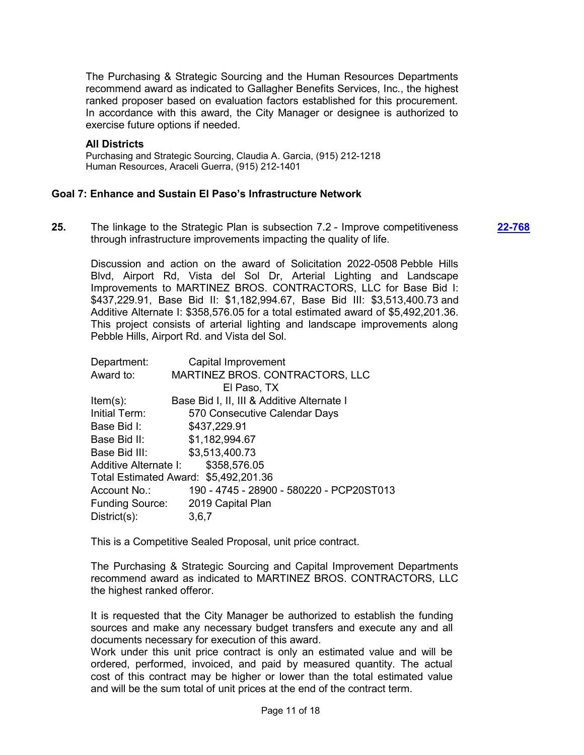The Purchasing & Strategic Sourcing and the Human Resources Departments recommend award as indicated to Gallagher Benefits Services, Inc., the highest ranked proposer based on evaluation factors established for this procurement. In accordance with this award, the City Manager or designee is authorized to exercise future options if needed.

**All Districts**

Purchasing and Strategic Sourcing, Claudia A. Garcia, (915) 212-1218
Human Resources, Araceli Guerra, (915) 212-1401

## Goal 7: Enhance and Sustain El Paso's Infrastructure Network

**25.** The linkage to the Strategic Plan is subsection 7.2 - Improve competitiveness through infrastructure improvements impacting the quality of life. **22-768**

Discussion and action on the award of Solicitation 2022-0508 Pebble Hills Blvd, Airport Rd, Vista del Sol Dr, Arterial Lighting and Landscape Improvements to MARTINEZ BROS. CONTRACTORS, LLC for Base Bid I: $437,229.91, Base Bid II: $1,182,994.67, Base Bid III: $3,513,400.73 and Additive Alternate I: $358,576.05 for a total estimated award of $5,492,201.36. This project consists of arterial lighting and landscape improvements along Pebble Hills, Airport Rd. and Vista del Sol.

Department: Capital Improvement
Award to: MARTINEZ BROS. CONTRACTORS, LLC
El Paso, TX
Item(s): Base Bid I, II, III & Additive Alternate I
Initial Term: 570 Consecutive Calendar Days
Base Bid I: $437,229.91
Base Bid II: $1,182,994.67
Base Bid III: $3,513,400.73
Additive Alternate I: $358,576.05
Total Estimated Award: $5,492,201.36
Account No.: 190 - 4745 - 28900 - 580220 - PCP20ST013
Funding Source: 2019 Capital Plan
District(s): 3,6,7

This is a Competitive Sealed Proposal, unit price contract.

The Purchasing & Strategic Sourcing and Capital Improvement Departments recommend award as indicated to MARTINEZ BROS. CONTRACTORS, LLC the highest ranked offeror.

It is requested that the City Manager be authorized to establish the funding sources and make any necessary budget transfers and execute any and all documents necessary for execution of this award.
Work under this unit price contract is only an estimated value and will be ordered, performed, invoiced, and paid by measured quantity. The actual cost of this contract may be higher or lower than the total estimated value and will be the sum total of unit prices at the end of the contract term.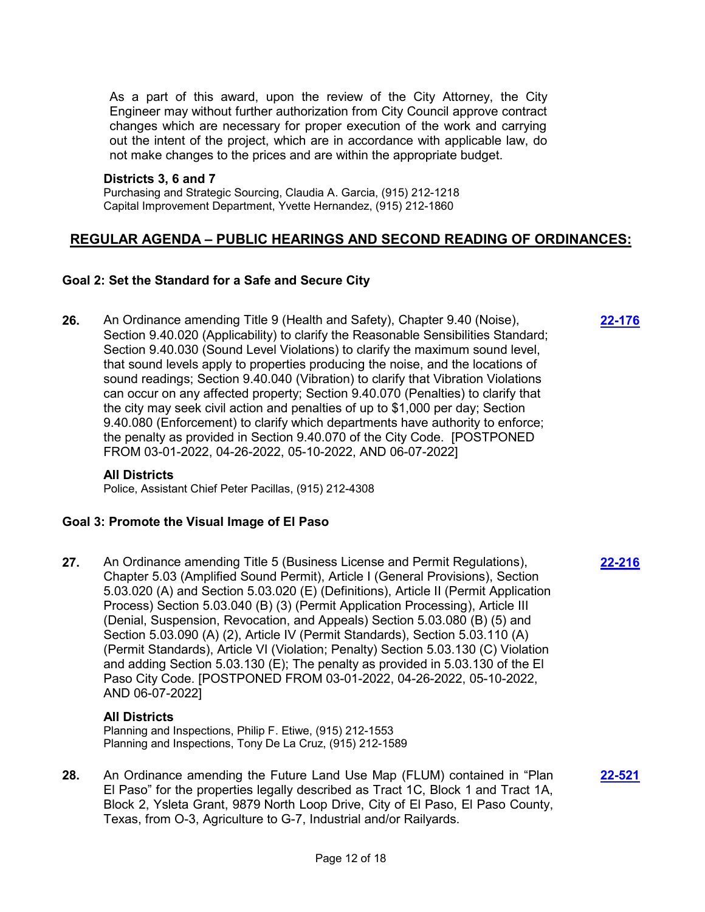As a part of this award, upon the review of the City Attorney, the City Engineer may without further authorization from City Council approve contract changes which are necessary for proper execution of the work and carrying out the intent of the project, which are in accordance with applicable law, do not make changes to the prices and are within the appropriate budget.

**Districts 3, 6 and 7**
Purchasing and Strategic Sourcing, Claudia A. Garcia, (915) 212-1218
Capital Improvement Department, Yvette Hernandez, (915) 212-1860

## REGULAR AGENDA – PUBLIC HEARINGS AND SECOND READING OF ORDINANCES:

### Goal 2: Set the Standard for a Safe and Secure City

**26.** An Ordinance amending Title 9 (Health and Safety), Chapter 9.40 (Noise), Section 9.40.020 (Applicability) to clarify the Reasonable Sensibilities Standard; Section 9.40.030 (Sound Level Violations) to clarify the maximum sound level, that sound levels apply to properties producing the noise, and the locations of sound readings; Section 9.40.040 (Vibration) to clarify that Vibration Violations can occur on any affected property; Section 9.40.070 (Penalties) to clarify that the city may seek civil action and penalties of up to $1,000 per day; Section 9.40.080 (Enforcement) to clarify which departments have authority to enforce; the penalty as provided in Section 9.40.070 of the City Code. [POSTPONED FROM 03-01-2022, 04-26-2022, 05-10-2022, AND 06-07-2022] **22-176**

**All Districts**
Police, Assistant Chief Peter Pacillas, (915) 212-4308

### Goal 3: Promote the Visual Image of El Paso

**27.** An Ordinance amending Title 5 (Business License and Permit Regulations), Chapter 5.03 (Amplified Sound Permit), Article I (General Provisions), Section 5.03.020 (A) and Section 5.03.020 (E) (Definitions), Article II (Permit Application Process) Section 5.03.040 (B) (3) (Permit Application Processing), Article III (Denial, Suspension, Revocation, and Appeals) Section 5.03.080 (B) (5) and Section 5.03.090 (A) (2), Article IV (Permit Standards), Section 5.03.110 (A) (Permit Standards), Article VI (Violation; Penalty) Section 5.03.130 (C) Violation and adding Section 5.03.130 (E); The penalty as provided in 5.03.130 of the El Paso City Code. [POSTPONED FROM 03-01-2022, 04-26-2022, 05-10-2022, AND 06-07-2022] **22-216**

**All Districts**
Planning and Inspections, Philip F. Etiwe, (915) 212-1553
Planning and Inspections, Tony De La Cruz, (915) 212-1589

**28.** An Ordinance amending the Future Land Use Map (FLUM) contained in "Plan El Paso" for the properties legally described as Tract 1C, Block 1 and Tract 1A, Block 2, Ysleta Grant, 9879 North Loop Drive, City of El Paso, El Paso County, Texas, from O-3, Agriculture to G-7, Industrial and/or Railyards. **22-521**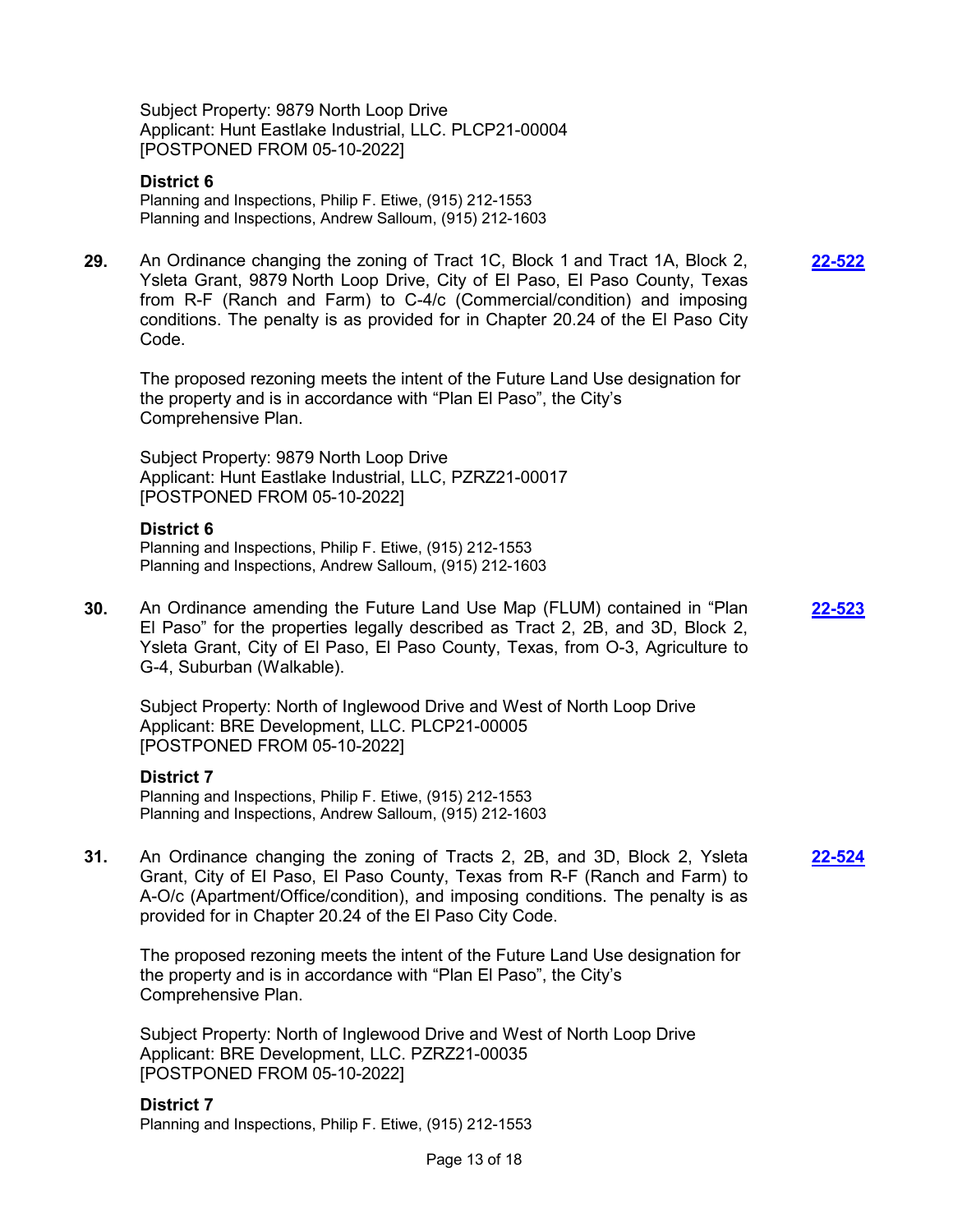Subject Property: 9879 North Loop Drive
Applicant: Hunt Eastlake Industrial, LLC. PLCP21-00004
[POSTPONED FROM 05-10-2022]

**District 6**
Planning and Inspections, Philip F. Etiwe, (915) 212-1553
Planning and Inspections, Andrew Salloum, (915) 212-1603

**29.** An Ordinance changing the zoning of Tract 1C, Block 1 and Tract 1A, Block 2, Ysleta Grant, 9879 North Loop Drive, City of El Paso, El Paso County, Texas from R-F (Ranch and Farm) to C-4/c (Commercial/condition) and imposing conditions. The penalty is as provided for in Chapter 20.24 of the El Paso City Code. **22-522**

The proposed rezoning meets the intent of the Future Land Use designation for the property and is in accordance with "Plan El Paso", the City's Comprehensive Plan.

Subject Property: 9879 North Loop Drive
Applicant: Hunt Eastlake Industrial, LLC, PZRZ21-00017
[POSTPONED FROM 05-10-2022]

**District 6**
Planning and Inspections, Philip F. Etiwe, (915) 212-1553
Planning and Inspections, Andrew Salloum, (915) 212-1603

**30.** An Ordinance amending the Future Land Use Map (FLUM) contained in "Plan El Paso" for the properties legally described as Tract 2, 2B, and 3D, Block 2, Ysleta Grant, City of El Paso, El Paso County, Texas, from O-3, Agriculture to G-4, Suburban (Walkable). **22-523**

Subject Property: North of Inglewood Drive and West of North Loop Drive
Applicant: BRE Development, LLC. PLCP21-00005
[POSTPONED FROM 05-10-2022]

**District 7**
Planning and Inspections, Philip F. Etiwe, (915) 212-1553
Planning and Inspections, Andrew Salloum, (915) 212-1603

**31.** An Ordinance changing the zoning of Tracts 2, 2B, and 3D, Block 2, Ysleta Grant, City of El Paso, El Paso County, Texas from R-F (Ranch and Farm) to A-O/c (Apartment/Office/condition), and imposing conditions. The penalty is as provided for in Chapter 20.24 of the El Paso City Code. **22-524**

The proposed rezoning meets the intent of the Future Land Use designation for the property and is in accordance with "Plan El Paso", the City's Comprehensive Plan.

Subject Property: North of Inglewood Drive and West of North Loop Drive
Applicant: BRE Development, LLC. PZRZ21-00035
[POSTPONED FROM 05-10-2022]

**District 7**
Planning and Inspections, Philip F. Etiwe, (915) 212-1553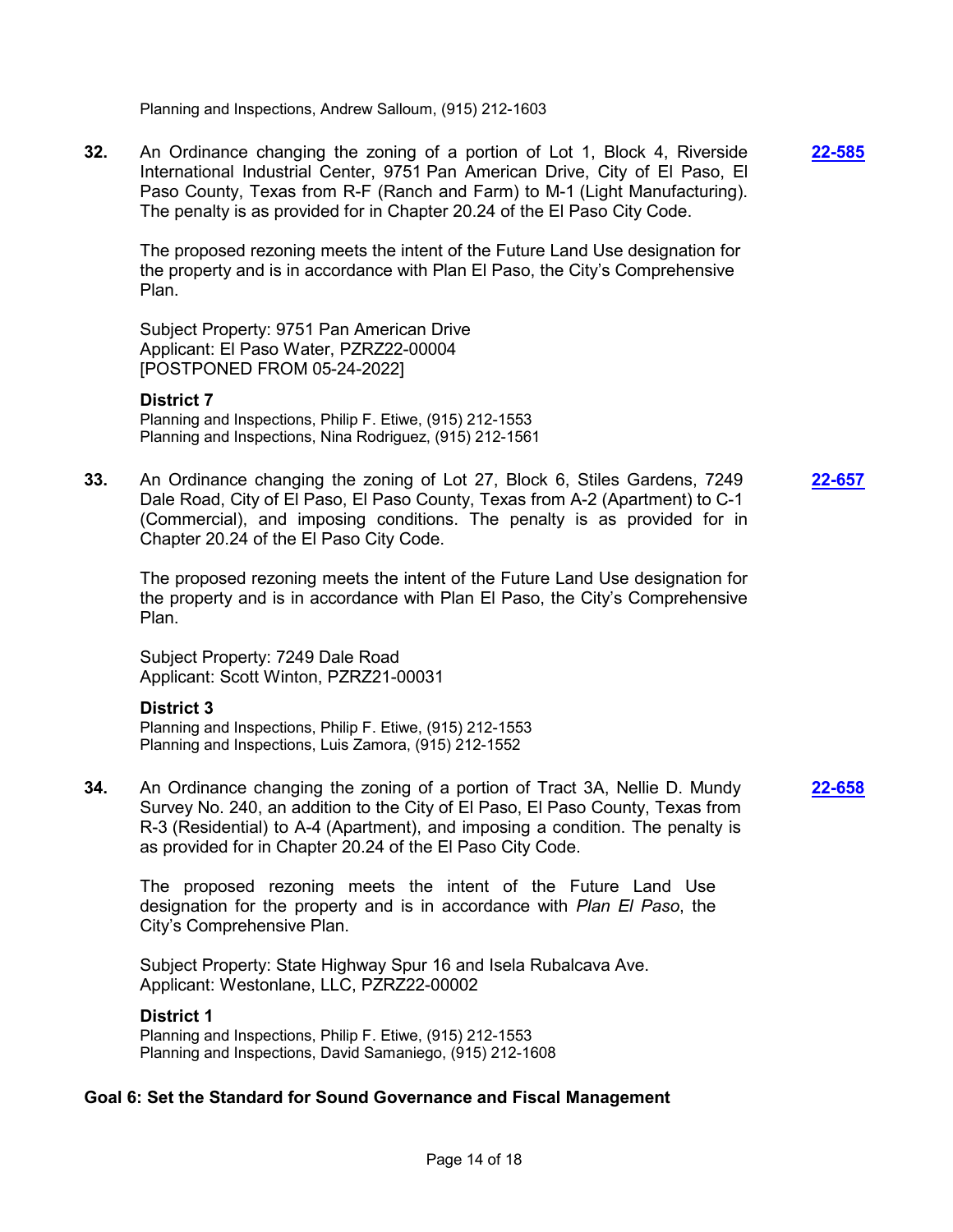Planning and Inspections, Andrew Salloum, (915) 212-1603

**32.** An Ordinance changing the zoning of a portion of Lot 1, Block 4, Riverside International Industrial Center, 9751 Pan American Drive, City of El Paso, El Paso County, Texas from R-F (Ranch and Farm) to M-1 (Light Manufacturing). The penalty is as provided for in Chapter 20.24 of the El Paso City Code. **22-585**

The proposed rezoning meets the intent of the Future Land Use designation for the property and is in accordance with Plan El Paso, the City's Comprehensive Plan.

Subject Property: 9751 Pan American Drive
Applicant: El Paso Water, PZRZ22-00004
[POSTPONED FROM 05-24-2022]

**District 7**
Planning and Inspections, Philip F. Etiwe, (915) 212-1553
Planning and Inspections, Nina Rodriguez, (915) 212-1561

**33.** An Ordinance changing the zoning of Lot 27, Block 6, Stiles Gardens, 7249 Dale Road, City of El Paso, El Paso County, Texas from A-2 (Apartment) to C-1 (Commercial), and imposing conditions. The penalty is as provided for in Chapter 20.24 of the El Paso City Code. **22-657**

The proposed rezoning meets the intent of the Future Land Use designation for the property and is in accordance with Plan El Paso, the City's Comprehensive Plan.

Subject Property: 7249 Dale Road
Applicant: Scott Winton, PZRZ21-00031

**District 3**
Planning and Inspections, Philip F. Etiwe, (915) 212-1553
Planning and Inspections, Luis Zamora, (915) 212-1552

**34.** An Ordinance changing the zoning of a portion of Tract 3A, Nellie D. Mundy Survey No. 240, an addition to the City of El Paso, El Paso County, Texas from R-3 (Residential) to A-4 (Apartment), and imposing a condition. The penalty is as provided for in Chapter 20.24 of the El Paso City Code. **22-658**

The proposed rezoning meets the intent of the Future Land Use designation for the property and is in accordance with *Plan El Paso*, the City's Comprehensive Plan.

Subject Property: State Highway Spur 16 and Isela Rubalcava Ave.
Applicant: Westonlane, LLC, PZRZ22-00002

**District 1**
Planning and Inspections, Philip F. Etiwe, (915) 212-1553
Planning and Inspections, David Samaniego, (915) 212-1608

### Goal 6: Set the Standard for Sound Governance and Fiscal Management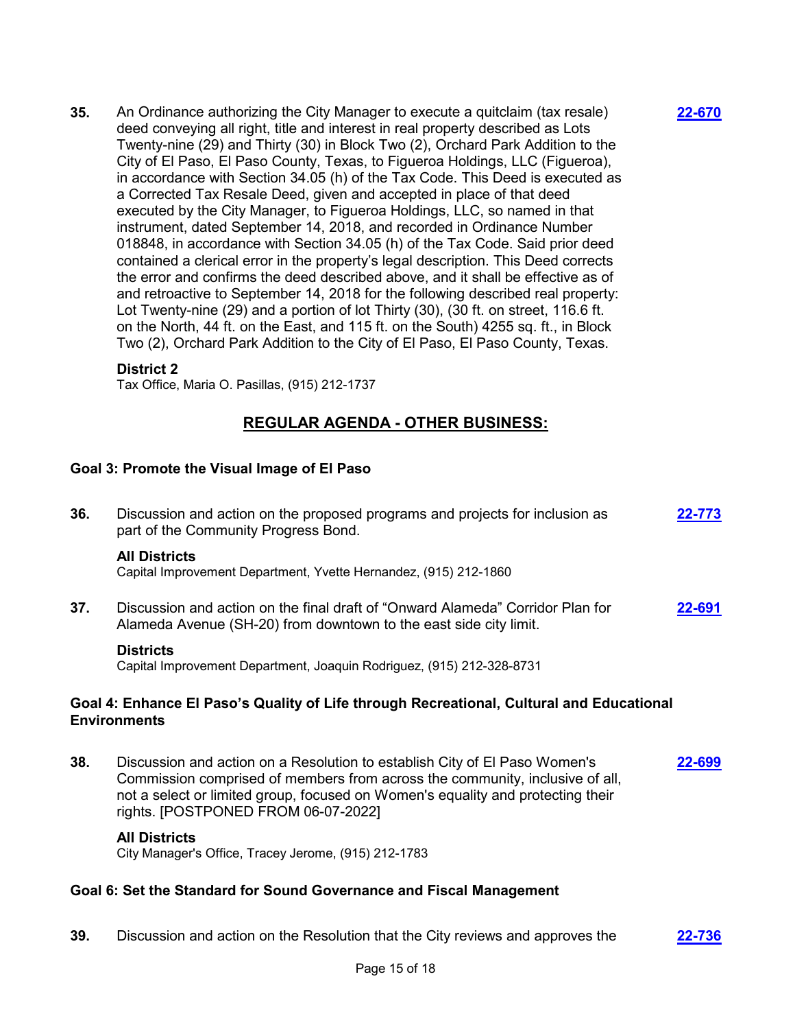**35.** An Ordinance authorizing the City Manager to execute a quitclaim (tax resale) deed conveying all right, title and interest in real property described as Lots Twenty-nine (29) and Thirty (30) in Block Two (2), Orchard Park Addition to the City of El Paso, El Paso County, Texas, to Figueroa Holdings, LLC (Figueroa), in accordance with Section 34.05 (h) of the Tax Code. This Deed is executed as a Corrected Tax Resale Deed, given and accepted in place of that deed executed by the City Manager, to Figueroa Holdings, LLC, so named in that instrument, dated September 14, 2018, and recorded in Ordinance Number 018848, in accordance with Section 34.05 (h) of the Tax Code. Said prior deed contained a clerical error in the property's legal description. This Deed corrects the error and confirms the deed described above, and it shall be effective as of and retroactive to September 14, 2018 for the following described real property: Lot Twenty-nine (29) and a portion of lot Thirty (30), (30 ft. on street, 116.6 ft. on the North, 44 ft. on the East, and 115 ft. on the South) 4255 sq. ft., in Block Two (2), Orchard Park Addition to the City of El Paso, El Paso County, Texas. **22-670**

**District 2**
Tax Office, Maria O. Pasillas, (915) 212-1737

## REGULAR AGENDA - OTHER BUSINESS:

### Goal 3: Promote the Visual Image of El Paso

**36.** Discussion and action on the proposed programs and projects for inclusion as part of the Community Progress Bond. **22-773**

**All Districts**
Capital Improvement Department, Yvette Hernandez, (915) 212-1860

**37.** Discussion and action on the final draft of "Onward Alameda" Corridor Plan for Alameda Avenue (SH-20) from downtown to the east side city limit. **22-691**

**Districts**
Capital Improvement Department, Joaquin Rodriguez, (915) 212-328-8731

### Goal 4: Enhance El Paso's Quality of Life through Recreational, Cultural and Educational Environments

**38.** Discussion and action on a Resolution to establish City of El Paso Women's Commission comprised of members from across the community, inclusive of all, not a select or limited group, focused on Women's equality and protecting their rights. [POSTPONED FROM 06-07-2022] **22-699**

**All Districts**
City Manager's Office, Tracey Jerome, (915) 212-1783

### Goal 6: Set the Standard for Sound Governance and Fiscal Management

**39.** Discussion and action on the Resolution that the City reviews and approves the **22-736**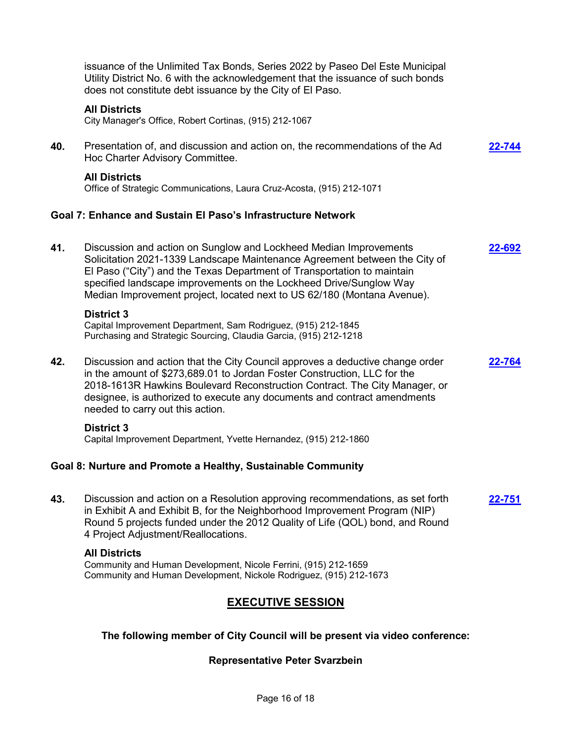issuance of the Unlimited Tax Bonds, Series 2022 by Paseo Del Este Municipal Utility District No. 6 with the acknowledgement that the issuance of such bonds does not constitute debt issuance by the City of El Paso.

**All Districts**
City Manager's Office, Robert Cortinas, (915) 212-1067

**40.** Presentation of, and discussion and action on, the recommendations of the Ad Hoc Charter Advisory Committee. **22-744**

**All Districts**
Office of Strategic Communications, Laura Cruz-Acosta, (915) 212-1071

### Goal 7: Enhance and Sustain El Paso's Infrastructure Network

**41.** Discussion and action on Sunglow and Lockheed Median Improvements Solicitation 2021-1339 Landscape Maintenance Agreement between the City of El Paso ("City") and the Texas Department of Transportation to maintain specified landscape improvements on the Lockheed Drive/Sunglow Way Median Improvement project, located next to US 62/180 (Montana Avenue). **22-692**

**District 3**
Capital Improvement Department, Sam Rodriguez, (915) 212-1845
Purchasing and Strategic Sourcing, Claudia Garcia, (915) 212-1218

**42.** Discussion and action that the City Council approves a deductive change order in the amount of $273,689.01 to Jordan Foster Construction, LLC for the 2018-1613R Hawkins Boulevard Reconstruction Contract. The City Manager, or designee, is authorized to execute any documents and contract amendments needed to carry out this action. **22-764**

**District 3**
Capital Improvement Department, Yvette Hernandez, (915) 212-1860

### Goal 8: Nurture and Promote a Healthy, Sustainable Community

**43.** Discussion and action on a Resolution approving recommendations, as set forth in Exhibit A and Exhibit B, for the Neighborhood Improvement Program (NIP) Round 5 projects funded under the 2012 Quality of Life (QOL) bond, and Round 4 Project Adjustment/Reallocations. **22-751**

**All Districts**
Community and Human Development, Nicole Ferrini, (915) 212-1659
Community and Human Development, Nickole Rodriguez, (915) 212-1673

## EXECUTIVE SESSION

**The following member of City Council will be present via video conference:**

**Representative Peter Svarzbein**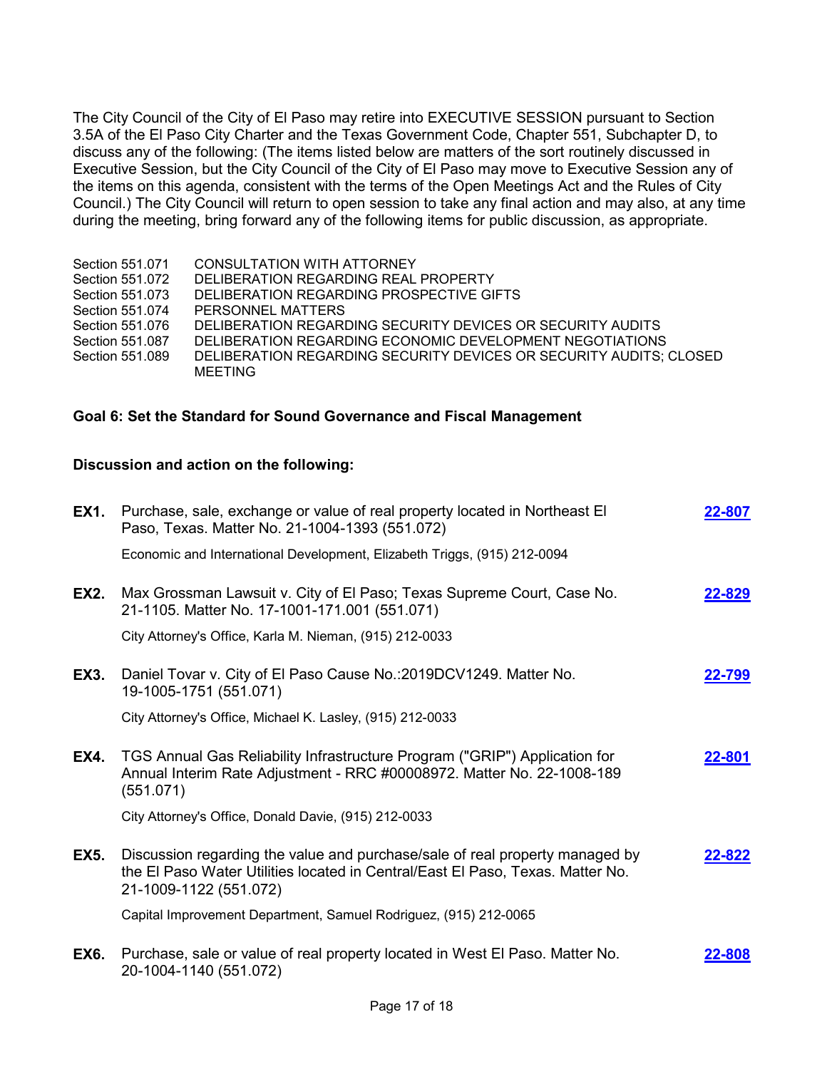The City Council of the City of El Paso may retire into EXECUTIVE SESSION pursuant to Section 3.5A of the El Paso City Charter and the Texas Government Code, Chapter 551, Subchapter D, to discuss any of the following: (The items listed below are matters of the sort routinely discussed in Executive Session, but the City Council of the City of El Paso may move to Executive Session any of the items on this agenda, consistent with the terms of the Open Meetings Act and the Rules of City Council.) The City Council will return to open session to take any final action and may also, at any time during the meeting, bring forward any of the following items for public discussion, as appropriate.

| | |
|---|---|
| Section 551.071 | CONSULTATION WITH ATTORNEY |
| Section 551.072 | DELIBERATION REGARDING REAL PROPERTY |
| Section 551.073 | DELIBERATION REGARDING PROSPECTIVE GIFTS |
| Section 551.074 | PERSONNEL MATTERS |
| Section 551.076 | DELIBERATION REGARDING SECURITY DEVICES OR SECURITY AUDITS |
| Section 551.087 | DELIBERATION REGARDING ECONOMIC DEVELOPMENT NEGOTIATIONS |
| Section 551.089 | DELIBERATION REGARDING SECURITY DEVICES OR SECURITY AUDITS; CLOSED MEETING |

**Goal 6: Set the Standard for Sound Governance and Fiscal Management**

**Discussion and action on the following:**

**EX1.** Purchase, sale, exchange or value of real property located in Northeast El Paso, Texas. Matter No. 21-1004-1393 (551.072) **22-807**

Economic and International Development, Elizabeth Triggs, (915) 212-0094

**EX2.** Max Grossman Lawsuit v. City of El Paso; Texas Supreme Court, Case No. 21-1105. Matter No. 17-1001-171.001 (551.071) **22-829**

City Attorney's Office, Karla M. Nieman, (915) 212-0033

**EX3.** Daniel Tovar v. City of El Paso Cause No.:2019DCV1249. Matter No. 19-1005-1751 (551.071) **22-799**

City Attorney's Office, Michael K. Lasley, (915) 212-0033

**EX4.** TGS Annual Gas Reliability Infrastructure Program ("GRIP") Application for Annual Interim Rate Adjustment - RRC #00008972. Matter No. 22-1008-189 (551.071) **22-801**

City Attorney's Office, Donald Davie, (915) 212-0033

**EX5.** Discussion regarding the value and purchase/sale of real property managed by the El Paso Water Utilities located in Central/East El Paso, Texas. Matter No. 21-1009-1122 (551.072) **22-822**

Capital Improvement Department, Samuel Rodriguez, (915) 212-0065

**EX6.** Purchase, sale or value of real property located in West El Paso. Matter No. 20-1004-1140 (551.072) **22-808**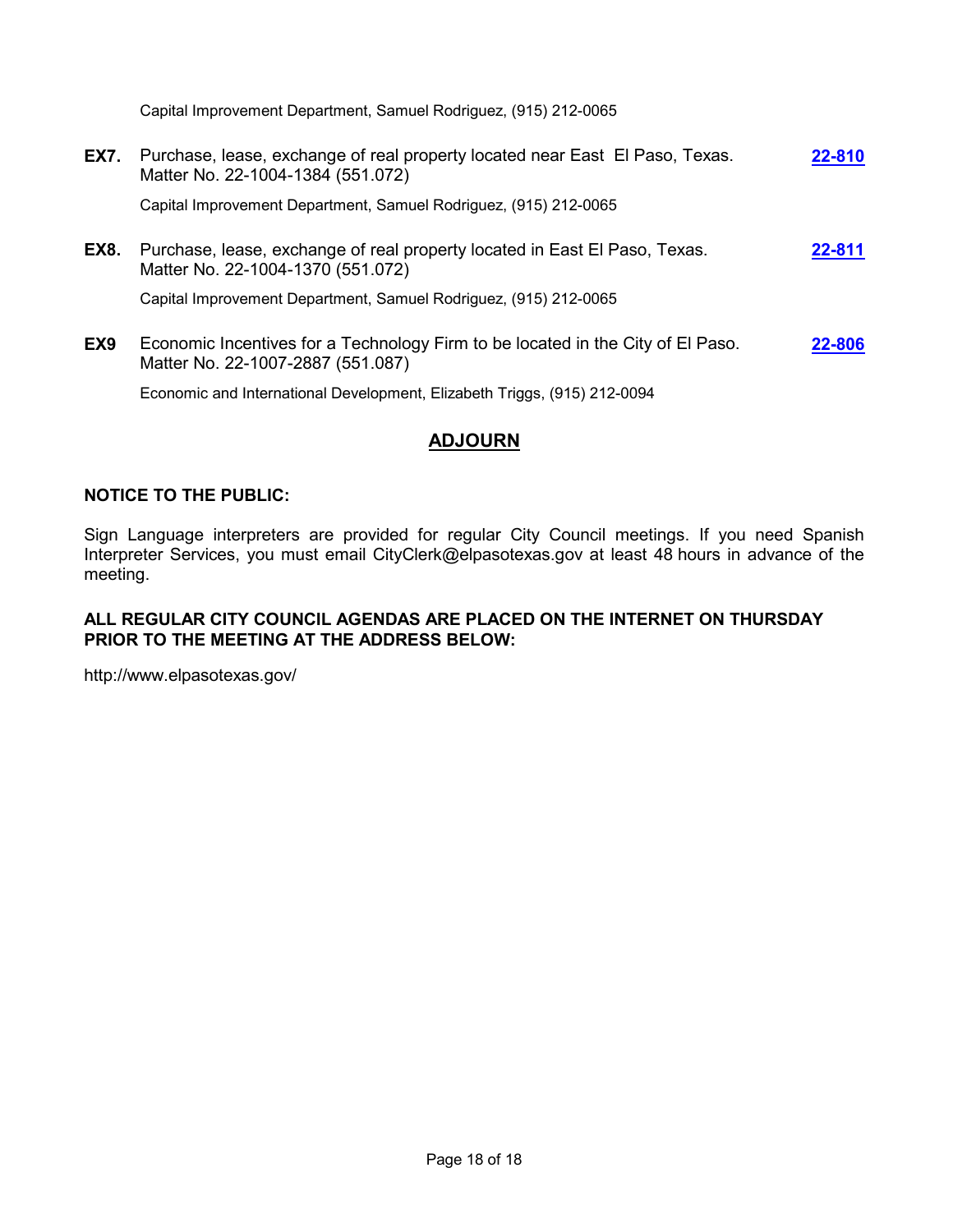Capital Improvement Department, Samuel Rodriguez, (915) 212-0065

**EX7.** Purchase, lease, exchange of real property located near East  El Paso, Texas. Matter No. 22-1004-1384 (551.072) **22-810**

Capital Improvement Department, Samuel Rodriguez, (915) 212-0065

**EX8.** Purchase, lease, exchange of real property located in East El Paso, Texas. Matter No. 22-1004-1370 (551.072) **22-811**

Capital Improvement Department, Samuel Rodriguez, (915) 212-0065

**EX9** Economic Incentives for a Technology Firm to be located in the City of El Paso. Matter No. 22-1007-2887 (551.087) **22-806**

Economic and International Development, Elizabeth Triggs, (915) 212-0094

## ADJOURN

**NOTICE TO THE PUBLIC:**

Sign Language interpreters are provided for regular City Council meetings. If you need Spanish Interpreter Services, you must email CityClerk@elpasotexas.gov at least 48 hours in advance of the meeting.

**ALL REGULAR CITY COUNCIL AGENDAS ARE PLACED ON THE INTERNET ON THURSDAY PRIOR TO THE MEETING AT THE ADDRESS BELOW:**

http://www.elpasotexas.gov/